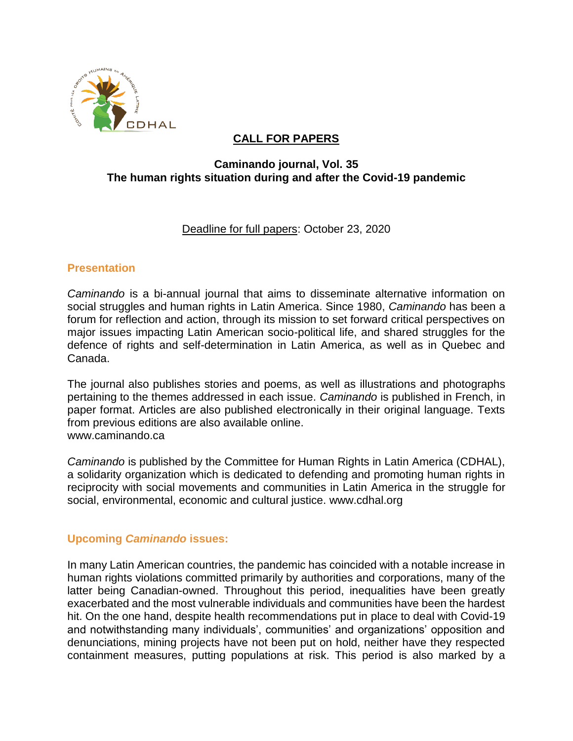# CALL FOR PAPERS

## Caminando journal, Vol. 35
## The human rights situation during and after the Covid-19 pandemic

Deadline for full papers: October 23, 2020

### Presentation

*Caminando* is a bi-annual journal that aims to disseminate alternative information on social struggles and human rights in Latin America. Since 1980, *Caminando* has been a forum for reflection and action, through its mission to set forward critical perspectives on major issues impacting Latin American socio-political life, and shared struggles for the defence of rights and self-determination in Latin America, as well as in Quebec and Canada.

The journal also publishes stories and poems, as well as illustrations and photographs pertaining to the themes addressed in each issue. *Caminando* is published in French, in paper format. Articles are also published electronically in their original language. Texts from previous editions are also available online.
www.caminando.ca

*Caminando* is published by the Committee for Human Rights in Latin America (CDHAL), a solidarity organization which is dedicated to defending and promoting human rights in reciprocity with social movements and communities in Latin America in the struggle for social, environmental, economic and cultural justice. www.cdhal.org

### Upcoming *Caminando* issues:

In many Latin American countries, the pandemic has coincided with a notable increase in human rights violations committed primarily by authorities and corporations, many of the latter being Canadian-owned. Throughout this period, inequalities have been greatly exacerbated and the most vulnerable individuals and communities have been the hardest hit. On the one hand, despite health recommendations put in place to deal with Covid-19 and notwithstanding many individuals', communities' and organizations' opposition and denunciations, mining projects have not been put on hold, neither have they respected containment measures, putting populations at risk. This period is also marked by a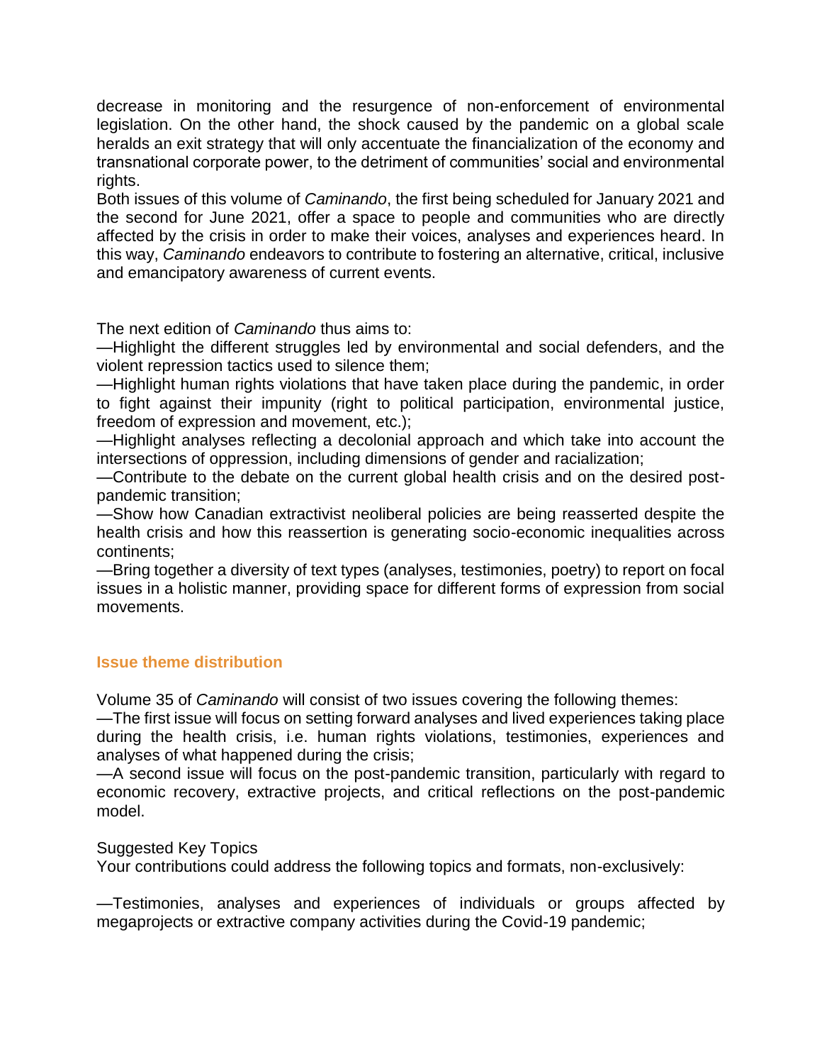decrease in monitoring and the resurgence of non-enforcement of environmental legislation. On the other hand, the shock caused by the pandemic on a global scale heralds an exit strategy that will only accentuate the financialization of the economy and transnational corporate power, to the detriment of communities' social and environmental rights.

Both issues of this volume of *Caminando*, the first being scheduled for January 2021 and the second for June 2021, offer a space to people and communities who are directly affected by the crisis in order to make their voices, analyses and experiences heard. In this way, *Caminando* endeavors to contribute to fostering an alternative, critical, inclusive and emancipatory awareness of current events.

The next edition of *Caminando* thus aims to:

—Highlight the different struggles led by environmental and social defenders, and the violent repression tactics used to silence them;

—Highlight human rights violations that have taken place during the pandemic, in order to fight against their impunity (right to political participation, environmental justice, freedom of expression and movement, etc.);

—Highlight analyses reflecting a decolonial approach and which take into account the intersections of oppression, including dimensions of gender and racialization;

—Contribute to the debate on the current global health crisis and on the desired post-pandemic transition;

—Show how Canadian extractivist neoliberal policies are being reasserted despite the health crisis and how this reassertion is generating socio-economic inequalities across continents;

—Bring together a diversity of text types (analyses, testimonies, poetry) to report on focal issues in a holistic manner, providing space for different forms of expression from social movements.

## Issue theme distribution

Volume 35 of *Caminando* will consist of two issues covering the following themes:

—The first issue will focus on setting forward analyses and lived experiences taking place during the health crisis, i.e. human rights violations, testimonies, experiences and analyses of what happened during the crisis;

—A second issue will focus on the post-pandemic transition, particularly with regard to economic recovery, extractive projects, and critical reflections on the post-pandemic model.

Suggested Key Topics

Your contributions could address the following topics and formats, non-exclusively:

—Testimonies, analyses and experiences of individuals or groups affected by megaprojects or extractive company activities during the Covid-19 pandemic;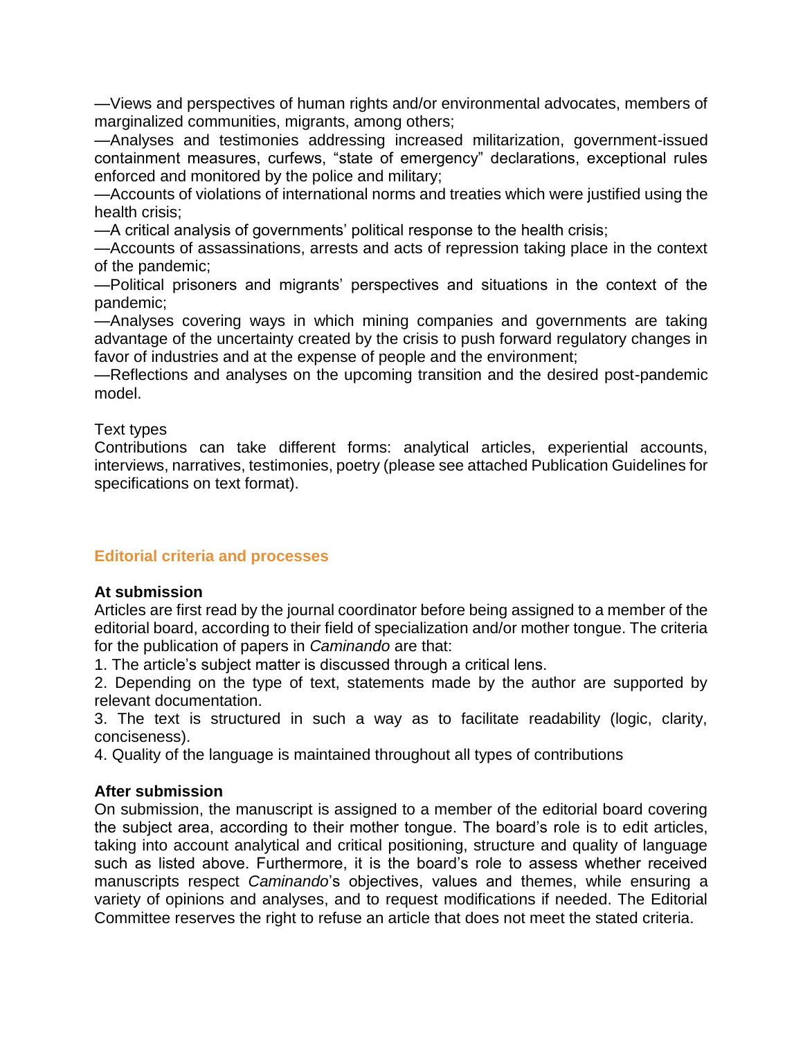—Views and perspectives of human rights and/or environmental advocates, members of marginalized communities, migrants, among others;

—Analyses and testimonies addressing increased militarization, government-issued containment measures, curfews, "state of emergency" declarations, exceptional rules enforced and monitored by the police and military;

—Accounts of violations of international norms and treaties which were justified using the health crisis;

—A critical analysis of governments' political response to the health crisis;

—Accounts of assassinations, arrests and acts of repression taking place in the context of the pandemic;

—Political prisoners and migrants' perspectives and situations in the context of the pandemic;

—Analyses covering ways in which mining companies and governments are taking advantage of the uncertainty created by the crisis to push forward regulatory changes in favor of industries and at the expense of people and the environment;

—Reflections and analyses on the upcoming transition and the desired post-pandemic model.

Text types

Contributions can take different forms: analytical articles, experiential accounts, interviews, narratives, testimonies, poetry (please see attached Publication Guidelines for specifications on text format).

## Editorial criteria and processes

**At submission**

Articles are first read by the journal coordinator before being assigned to a member of the editorial board, according to their field of specialization and/or mother tongue. The criteria for the publication of papers in *Caminando* are that:

1. The article's subject matter is discussed through a critical lens.
2. Depending on the type of text, statements made by the author are supported by relevant documentation.
3. The text is structured in such a way as to facilitate readability (logic, clarity, conciseness).
4. Quality of the language is maintained throughout all types of contributions

**After submission**

On submission, the manuscript is assigned to a member of the editorial board covering the subject area, according to their mother tongue. The board's role is to edit articles, taking into account analytical and critical positioning, structure and quality of language such as listed above. Furthermore, it is the board's role to assess whether received manuscripts respect *Caminando*'s objectives, values and themes, while ensuring a variety of opinions and analyses, and to request modifications if needed. The Editorial Committee reserves the right to refuse an article that does not meet the stated criteria.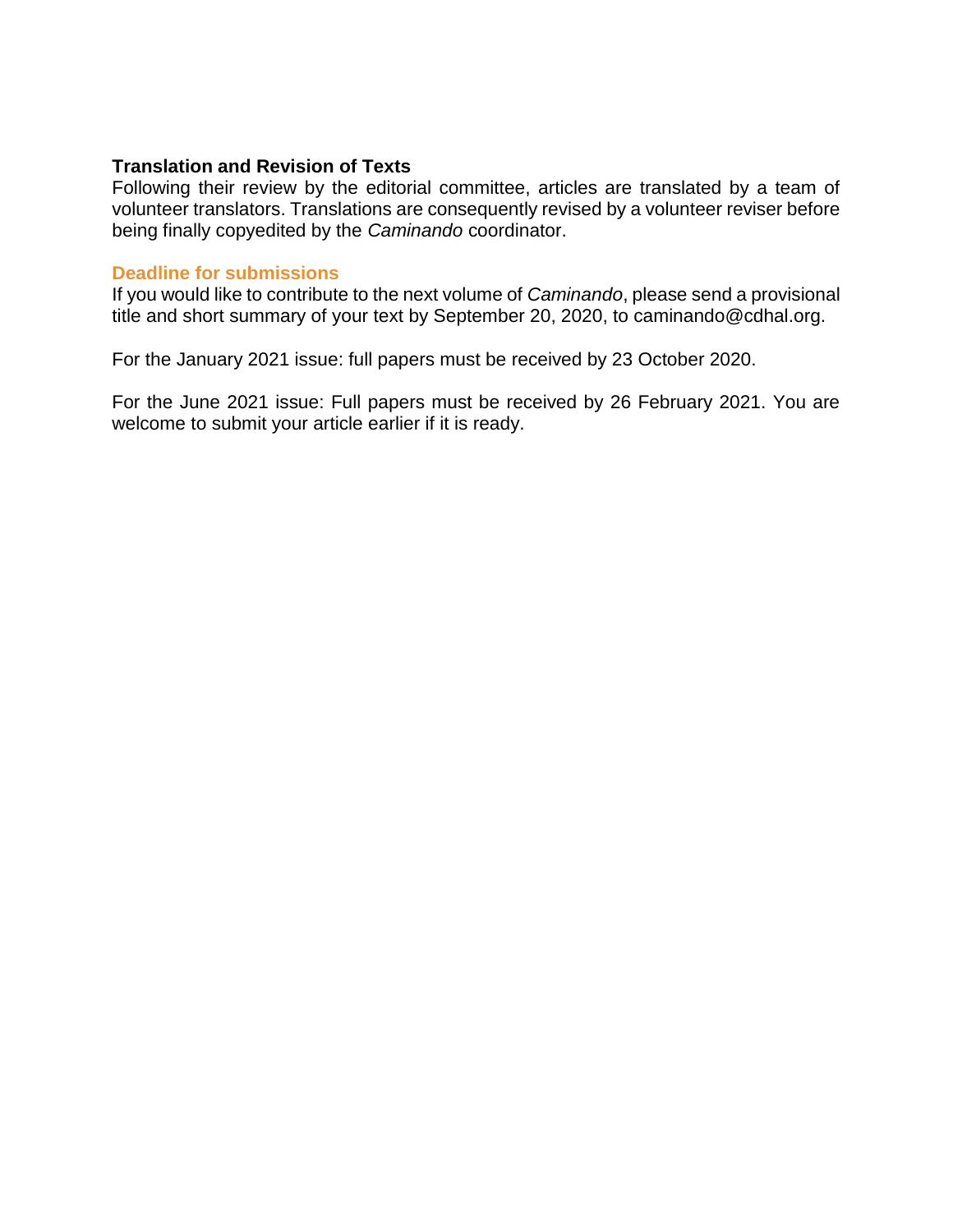**Translation and Revision of Texts**

Following their review by the editorial committee, articles are translated by a team of volunteer translators. Translations are consequently revised by a volunteer reviser before being finally copyedited by the *Caminando* coordinator.

## Deadline for submissions

If you would like to contribute to the next volume of *Caminando*, please send a provisional title and short summary of your text by September 20, 2020, to caminando@cdhal.org.

For the January 2021 issue: full papers must be received by 23 October 2020.

For the June 2021 issue: Full papers must be received by 26 February 2021. You are welcome to submit your article earlier if it is ready.